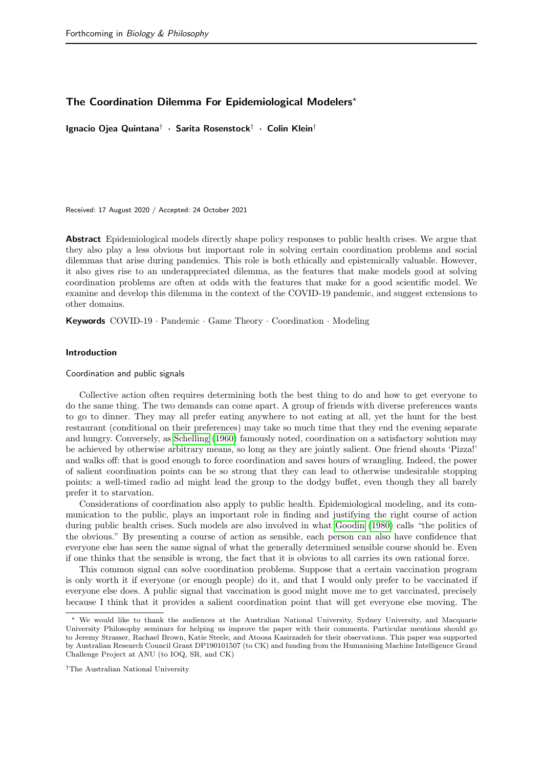# The Coordination Dilemma For Epidemiological Modelers*

**Ignacio Ojea Quintana**[†] · **Sarita Rosenstock**[†] · **Colin Klein**[†]

Received: 17 August 2020 / Accepted: 24 October 2021

**Abstract** Epidemiological models directly shape policy responses to public health crises. We argue that they also play a less obvious but important role in solving certain coordination problems and social dilemmas that arise during pandemics. This role is both ethically and epistemically valuable. However, it also gives rise to an underappreciated dilemma, as the features that make models good at solving coordination problems are often at odds with the features that make for a good scientific model. We examine and develop this dilemma in the context of the COVID-19 pandemic, and suggest extensions to other domains.

**Keywords** COVID-19 · Pandemic · Game Theory · Coordination · Modeling

## Introduction

### Coordination and public signals

Collective action often requires determining both the best thing to do and how to get everyone to do the same thing. The two demands can come apart. A group of friends with diverse preferences wants to go to dinner. They may all prefer eating anywhere to not eating at all, yet the hunt for the best restaurant (conditional on their preferences) may take so much time that they end the evening separate and hungry. Conversely, as Schelling (1960) famously noted, coordination on a satisfactory solution may be achieved by otherwise arbitrary means, so long as they are jointly salient. One friend shouts 'Pizza!' and walks off: that is good enough to force coordination and saves hours of wrangling. Indeed, the power of salient coordination points can be so strong that they can lead to otherwise undesirable stopping points: a well-timed radio ad might lead the group to the dodgy buffet, even though they all barely prefer it to starvation.

Considerations of coordination also apply to public health. Epidemiological modeling, and its communication to the public, plays an important role in finding and justifying the right course of action during public health crises. Such models are also involved in what Goodin (1980) calls "the politics of the obvious." By presenting a course of action as sensible, each person can also have confidence that everyone else has seen the same signal of what the generally determined sensible course should be. Even if one thinks that the sensible is wrong, the fact that it is obvious to all carries its own rational force.

This common signal can solve coordination problems. Suppose that a certain vaccination program is only worth it if everyone (or enough people) do it, and that I would only prefer to be vaccinated if everyone else does. A public signal that vaccination is good might move me to get vaccinated, precisely because I think that it provides a salient coordination point that will get everyone else moving. The

---

* We would like to thank the audiences at the Australian National University, Sydney University, and Macquarie University Philosophy seminars for helping us improve the paper with their comments. Particular mentions should go to Jeremy Strasser, Rachael Brown, Katie Steele, and Atoosa Kasirzadeh for their observations. This paper was supported by Australian Research Council Grant DP190101507 (to CK) and funding from the Humanising Machine Intelligence Grand Challenge Project at ANU (to IOQ, SR, and CK)

[†] The Australian National University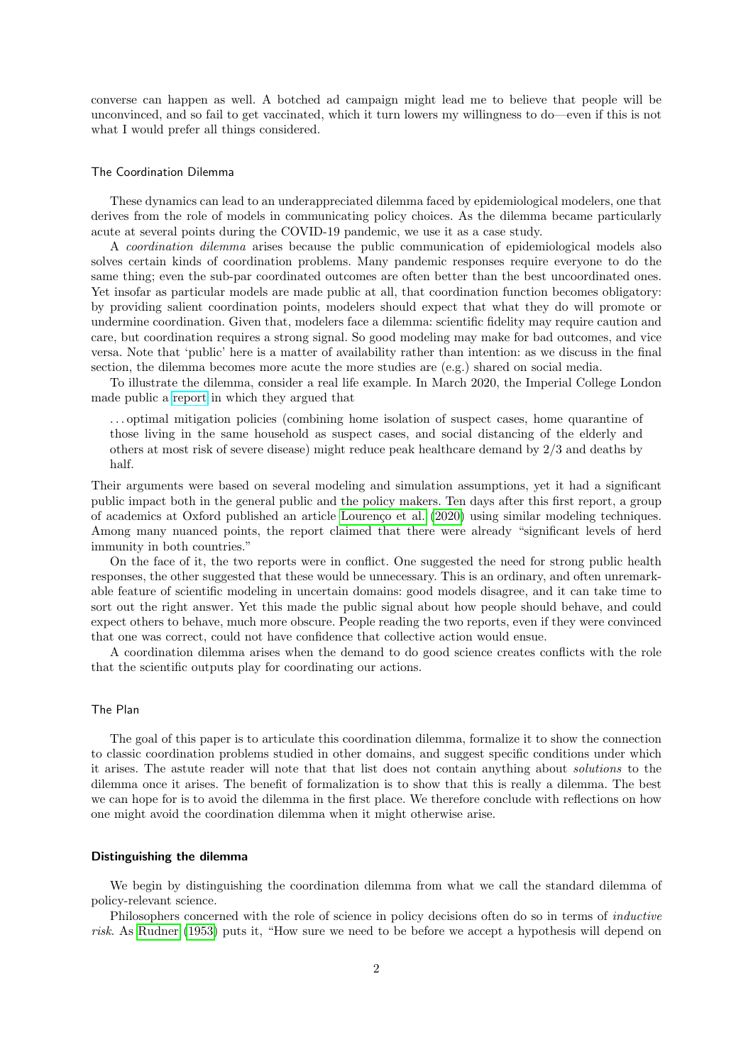converse can happen as well. A botched ad campaign might lead me to believe that people will be unconvinced, and so fail to get vaccinated, which it turn lowers my willingness to do—even if this is not what I would prefer all things considered.

### The Coordination Dilemma

These dynamics can lead to an underappreciated dilemma faced by epidemiological modelers, one that derives from the role of models in communicating policy choices. As the dilemma became particularly acute at several points during the COVID-19 pandemic, we use it as a case study.

A *coordination dilemma* arises because the public communication of epidemiological models also solves certain kinds of coordination problems. Many pandemic responses require everyone to do the same thing; even the sub-par coordinated outcomes are often better than the best uncoordinated ones. Yet insofar as particular models are made public at all, that coordination function becomes obligatory: by providing salient coordination points, modelers should expect that what they do will promote or undermine coordination. Given that, modelers face a dilemma: scientific fidelity may require caution and care, but coordination requires a strong signal. So good modeling may make for bad outcomes, and vice versa. Note that 'public' here is a matter of availability rather than intention: as we discuss in the final section, the dilemma becomes more acute the more studies are (e.g.) shared on social media.

To illustrate the dilemma, consider a real life example. In March 2020, the Imperial College London made public a report in which they argued that

> . . . optimal mitigation policies (combining home isolation of suspect cases, home quarantine of those living in the same household as suspect cases, and social distancing of the elderly and others at most risk of severe disease) might reduce peak healthcare demand by 2/3 and deaths by half.

Their arguments were based on several modeling and simulation assumptions, yet it had a significant public impact both in the general public and the policy makers. Ten days after this first report, a group of academics at Oxford published an article Lourenço et al. (2020) using similar modeling techniques. Among many nuanced points, the report claimed that there were already "significant levels of herd immunity in both countries."

On the face of it, the two reports were in conflict. One suggested the need for strong public health responses, the other suggested that these would be unnecessary. This is an ordinary, and often unremarkable feature of scientific modeling in uncertain domains: good models disagree, and it can take time to sort out the right answer. Yet this made the public signal about how people should behave, and could expect others to behave, much more obscure. People reading the two reports, even if they were convinced that one was correct, could not have confidence that collective action would ensue.

A coordination dilemma arises when the demand to do good science creates conflicts with the role that the scientific outputs play for coordinating our actions.

### The Plan

The goal of this paper is to articulate this coordination dilemma, formalize it to show the connection to classic coordination problems studied in other domains, and suggest specific conditions under which it arises. The astute reader will note that that list does not contain anything about *solutions* to the dilemma once it arises. The benefit of formalization is to show that this is really a dilemma. The best we can hope for is to avoid the dilemma in the first place. We therefore conclude with reflections on how one might avoid the coordination dilemma when it might otherwise arise.

## Distinguishing the dilemma

We begin by distinguishing the coordination dilemma from what we call the standard dilemma of policy-relevant science.

Philosophers concerned with the role of science in policy decisions often do so in terms of *inductive risk*. As Rudner (1953) puts it, "How sure we need to be before we accept a hypothesis will depend on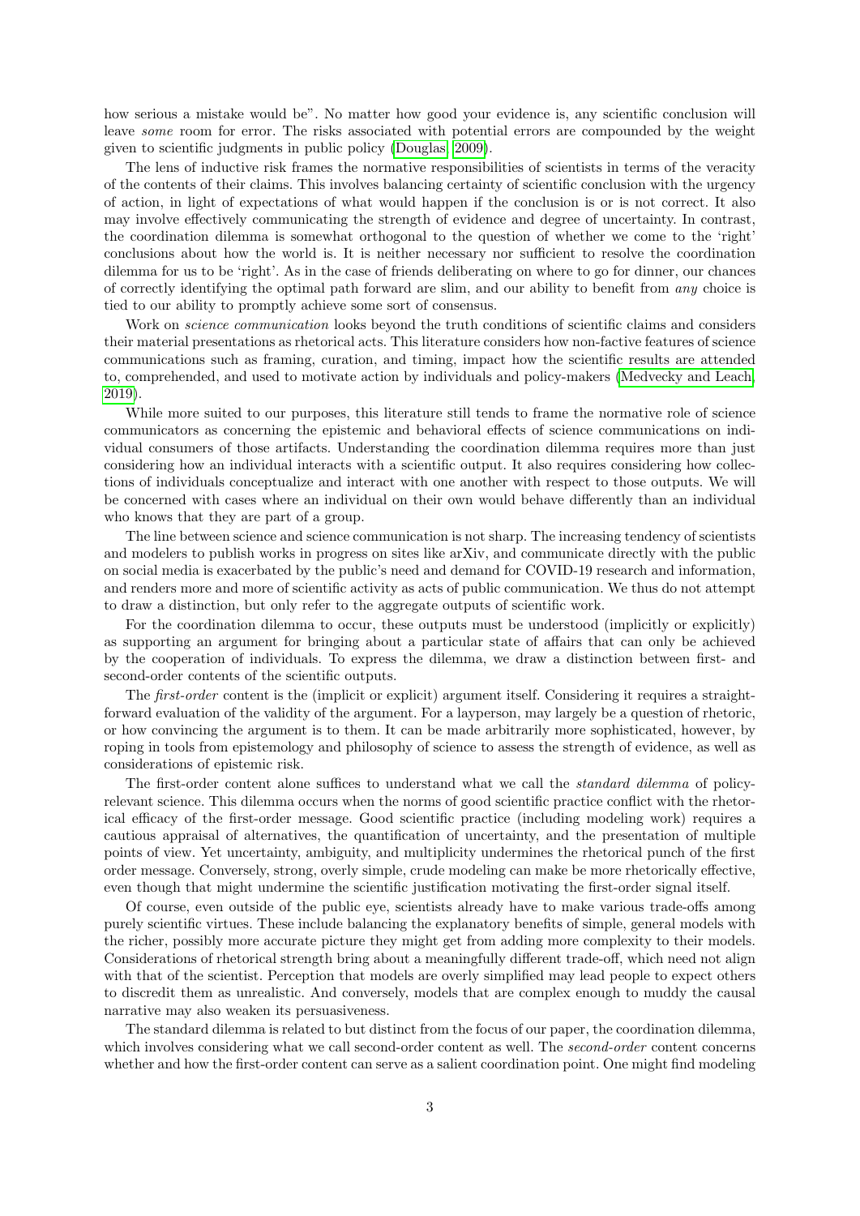how serious a mistake would be". No matter how good your evidence is, any scientific conclusion will leave *some* room for error. The risks associated with potential errors are compounded by the weight given to scientific judgments in public policy (Douglas, 2009).

The lens of inductive risk frames the normative responsibilities of scientists in terms of the veracity of the contents of their claims. This involves balancing certainty of scientific conclusion with the urgency of action, in light of expectations of what would happen if the conclusion is or is not correct. It also may involve effectively communicating the strength of evidence and degree of uncertainty. In contrast, the coordination dilemma is somewhat orthogonal to the question of whether we come to the 'right' conclusions about how the world is. It is neither necessary nor sufficient to resolve the coordination dilemma for us to be 'right'. As in the case of friends deliberating on where to go for dinner, our chances of correctly identifying the optimal path forward are slim, and our ability to benefit from *any* choice is tied to our ability to promptly achieve some sort of consensus.

Work on *science communication* looks beyond the truth conditions of scientific claims and considers their material presentations as rhetorical acts. This literature considers how non-factive features of science communications such as framing, curation, and timing, impact how the scientific results are attended to, comprehended, and used to motivate action by individuals and policy-makers (Medvecky and Leach, 2019).

While more suited to our purposes, this literature still tends to frame the normative role of science communicators as concerning the epistemic and behavioral effects of science communications on individual consumers of those artifacts. Understanding the coordination dilemma requires more than just considering how an individual interacts with a scientific output. It also requires considering how collections of individuals conceptualize and interact with one another with respect to those outputs. We will be concerned with cases where an individual on their own would behave differently than an individual who knows that they are part of a group.

The line between science and science communication is not sharp. The increasing tendency of scientists and modelers to publish works in progress on sites like arXiv, and communicate directly with the public on social media is exacerbated by the public's need and demand for COVID-19 research and information, and renders more and more of scientific activity as acts of public communication. We thus do not attempt to draw a distinction, but only refer to the aggregate outputs of scientific work.

For the coordination dilemma to occur, these outputs must be understood (implicitly or explicitly) as supporting an argument for bringing about a particular state of affairs that can only be achieved by the cooperation of individuals. To express the dilemma, we draw a distinction between first- and second-order contents of the scientific outputs.

The *first-order* content is the (implicit or explicit) argument itself. Considering it requires a straightforward evaluation of the validity of the argument. For a layperson, may largely be a question of rhetoric, or how convincing the argument is to them. It can be made arbitrarily more sophisticated, however, by roping in tools from epistemology and philosophy of science to assess the strength of evidence, as well as considerations of epistemic risk.

The first-order content alone suffices to understand what we call the *standard dilemma* of policy-relevant science. This dilemma occurs when the norms of good scientific practice conflict with the rhetorical efficacy of the first-order message. Good scientific practice (including modeling work) requires a cautious appraisal of alternatives, the quantification of uncertainty, and the presentation of multiple points of view. Yet uncertainty, ambiguity, and multiplicity undermines the rhetorical punch of the first order message. Conversely, strong, overly simple, crude modeling can make be more rhetorically effective, even though that might undermine the scientific justification motivating the first-order signal itself.

Of course, even outside of the public eye, scientists already have to make various trade-offs among purely scientific virtues. These include balancing the explanatory benefits of simple, general models with the richer, possibly more accurate picture they might get from adding more complexity to their models. Considerations of rhetorical strength bring about a meaningfully different trade-off, which need not align with that of the scientist. Perception that models are overly simplified may lead people to expect others to discredit them as unrealistic. And conversely, models that are complex enough to muddy the causal narrative may also weaken its persuasiveness.

The standard dilemma is related to but distinct from the focus of our paper, the coordination dilemma, which involves considering what we call second-order content as well. The *second-order* content concerns whether and how the first-order content can serve as a salient coordination point. One might find modeling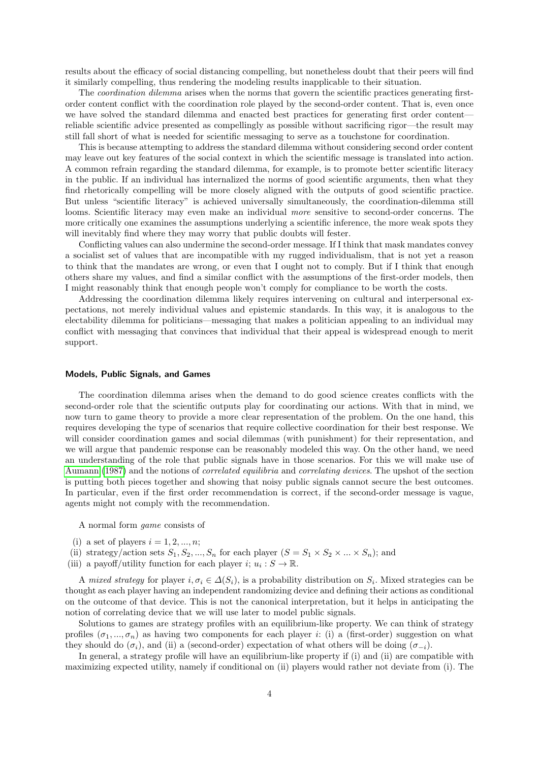results about the efficacy of social distancing compelling, but nonetheless doubt that their peers will find it similarly compelling, thus rendering the modeling results inapplicable to their situation.

The *coordination dilemma* arises when the norms that govern the scientific practices generating first-order content conflict with the coordination role played by the second-order content. That is, even once we have solved the standard dilemma and enacted best practices for generating first order content—reliable scientific advice presented as compellingly as possible without sacrificing rigor—the result may still fall short of what is needed for scientific messaging to serve as a touchstone for coordination.

This is because attempting to address the standard dilemma without considering second order content may leave out key features of the social context in which the scientific message is translated into action. A common refrain regarding the standard dilemma, for example, is to promote better scientific literacy in the public. If an individual has internalized the norms of good scientific arguments, then what they find rhetorically compelling will be more closely aligned with the outputs of good scientific practice. But unless "scientific literacy" is achieved universally simultaneously, the coordination-dilemma still looms. Scientific literacy may even make an individual *more* sensitive to second-order concerns. The more critically one examines the assumptions underlying a scientific inference, the more weak spots they will inevitably find where they may worry that public doubts will fester.

Conflicting values can also undermine the second-order message. If I think that mask mandates convey a socialist set of values that are incompatible with my rugged individualism, that is not yet a reason to think that the mandates are wrong, or even that I ought not to comply. But if I think that enough others share my values, and find a similar conflict with the assumptions of the first-order models, then I might reasonably think that enough people won't comply for compliance to be worth the costs.

Addressing the coordination dilemma likely requires intervening on cultural and interpersonal expectations, not merely individual values and epistemic standards. In this way, it is analogous to the electability dilemma for politicians—messaging that makes a politician appealing to an individual may conflict with messaging that convinces that individual that their appeal is widespread enough to merit support.

#### Models, Public Signals, and Games

The coordination dilemma arises when the demand to do good science creates conflicts with the second-order role that the scientific outputs play for coordinating our actions. With that in mind, we now turn to game theory to provide a more clear representation of the problem. On the one hand, this requires developing the type of scenarios that require collective coordination for their best response. We will consider coordination games and social dilemmas (with punishment) for their representation, and we will argue that pandemic response can be reasonably modeled this way. On the other hand, we need an understanding of the role that public signals have in those scenarios. For this we will make use of Aumann (1987) and the notions of *correlated equilibria* and *correlating devices*. The upshot of the section is putting both pieces together and showing that noisy public signals cannot secure the best outcomes. In particular, even if the first order recommendation is correct, if the second-order message is vague, agents might not comply with the recommendation.

A normal form *game* consists of

(i) a set of players $i = 1, 2, ..., n$;
(ii) strategy/action sets $S_1, S_2, ..., S_n$ for each player ($S = S_1 \times S_2 \times ... \times S_n$); and
(iii) a payoff/utility function for each player $i$; $u_i : S \to \mathbb{R}$.

A *mixed strategy* for player $i, \sigma_i \in \Delta(S_i)$, is a probability distribution on $S_i$. Mixed strategies can be thought as each player having an independent randomizing device and defining their actions as conditional on the outcome of that device. This is not the canonical interpretation, but it helps in anticipating the notion of correlating device that we will use later to model public signals.

Solutions to games are strategy profiles with an equilibrium-like property. We can think of strategy profiles $(\sigma_1, ..., \sigma_n)$ as having two components for each player $i$: (i) a (first-order) suggestion on what they should do ($\sigma_i$), and (ii) a (second-order) expectation of what others will be doing ($\sigma_{-i}$).

In general, a strategy profile will have an equilibrium-like property if (i) and (ii) are compatible with maximizing expected utility, namely if conditional on (ii) players would rather not deviate from (i). The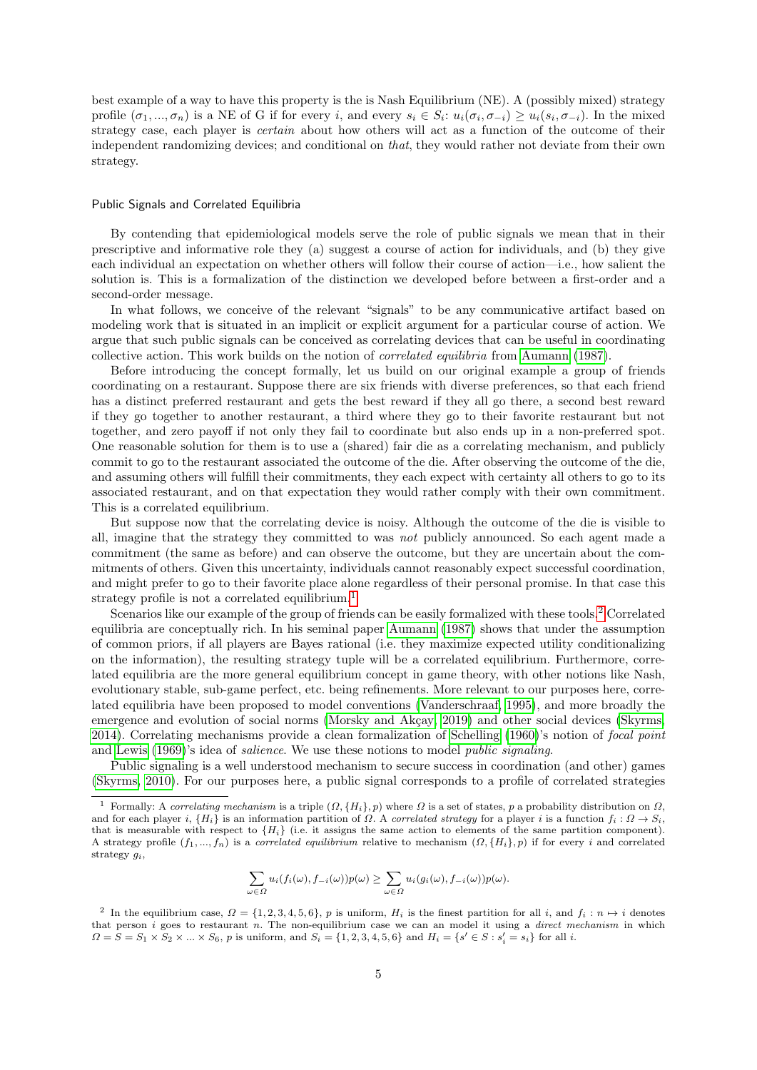best example of a way to have this property is the is Nash Equilibrium (NE). A (possibly mixed) strategy profile $(\sigma_1, ..., \sigma_n)$ is a NE of G if for every $i$, and every $s_i \in S_i$: $u_i(\sigma_i, \sigma_{-i}) \geq u_i(s_i, \sigma_{-i})$. In the mixed strategy case, each player is *certain* about how others will act as a function of the outcome of their independent randomizing devices; and conditional on *that*, they would rather not deviate from their own strategy.

### Public Signals and Correlated Equilibria

By contending that epidemiological models serve the role of public signals we mean that in their prescriptive and informative role they (a) suggest a course of action for individuals, and (b) they give each individual an expectation on whether others will follow their course of action—i.e., how salient the solution is. This is a formalization of the distinction we developed before between a first-order and a second-order message.

In what follows, we conceive of the relevant "signals" to be any communicative artifact based on modeling work that is situated in an implicit or explicit argument for a particular course of action. We argue that such public signals can be conceived as correlating devices that can be useful in coordinating collective action. This work builds on the notion of *correlated equilibria* from Aumann (1987).

Before introducing the concept formally, let us build on our original example a group of friends coordinating on a restaurant. Suppose there are six friends with diverse preferences, so that each friend has a distinct preferred restaurant and gets the best reward if they all go there, a second best reward if they go together to another restaurant, a third where they go to their favorite restaurant but not together, and zero payoff if not only they fail to coordinate but also ends up in a non-preferred spot. One reasonable solution for them is to use a (shared) fair die as a correlating mechanism, and publicly commit to go to the restaurant associated the outcome of the die. After observing the outcome of the die, and assuming others will fulfill their commitments, they each expect with certainty all others to go to its associated restaurant, and on that expectation they would rather comply with their own commitment. This is a correlated equilibrium.

But suppose now that the correlating device is noisy. Although the outcome of the die is visible to all, imagine that the strategy they committed to was *not* publicly announced. So each agent made a commitment (the same as before) and can observe the outcome, but they are uncertain about the commitments of others. Given this uncertainty, individuals cannot reasonably expect successful coordination, and might prefer to go to their favorite place alone regardless of their personal promise. In that case this strategy profile is not a correlated equilibrium.[1]

Scenarios like our example of the group of friends can be easily formalized with these tools.[2] Correlated equilibria are conceptually rich. In his seminal paper Aumann (1987) shows that under the assumption of common priors, if all players are Bayes rational (i.e. they maximize expected utility conditionalizing on the information), the resulting strategy tuple will be a correlated equilibrium. Furthermore, correlated equilibria are the more general equilibrium concept in game theory, with other notions like Nash, evolutionary stable, sub-game perfect, etc. being refinements. More relevant to our purposes here, correlated equilibria have been proposed to model conventions (Vanderschraaf, 1995), and more broadly the emergence and evolution of social norms (Morsky and Akçay, 2019) and other social devices (Skyrms, 2014). Correlating mechanisms provide a clean formalization of Schelling (1960)'s notion of *focal point* and Lewis (1969)'s idea of *salience*. We use these notions to model *public signaling*.

Public signaling is a well understood mechanism to secure success in coordination (and other) games (Skyrms, 2010). For our purposes here, a public signal corresponds to a profile of correlated strategies

---

[1] Formally: A *correlating mechanism* is a triple $(\Omega, \{H_i\}, p)$ where $\Omega$ is a set of states, $p$ a probability distribution on $\Omega$, and for each player $i$, $\{H_i\}$ is an information partition of $\Omega$. A *correlated strategy* for a player $i$ is a function $f_i : \Omega \to S_i$, that is measurable with respect to $\{H_i\}$ (i.e. it assigns the same action to elements of the same partition component). A strategy profile $(f_1, ..., f_n)$ is a *correlated equilibrium* relative to mechanism $(\Omega, \{H_i\}, p)$ if for every $i$ and correlated strategy $g_i$,

$$\sum_{\omega \in \Omega} u_i(f_i(\omega), f_{-i}(\omega))p(\omega) \geq \sum_{\omega \in \Omega} u_i(g_i(\omega), f_{-i}(\omega))p(\omega).$$

[2] In the equilibrium case, $\Omega = \{1, 2, 3, 4, 5, 6\}$, $p$ is uniform, $H_i$ is the finest partition for all $i$, and $f_i : n \mapsto i$ denotes that person $i$ goes to restaurant $n$. The non-equilibrium case we can an model it using a *direct mechanism* in which $\Omega = S = S_1 \times S_2 \times ... \times S_6$, $p$ is uniform, and $S_i = \{1, 2, 3, 4, 5, 6\}$ and $H_i = \{s' \in S : s'_i = s_i\}$ for all $i$.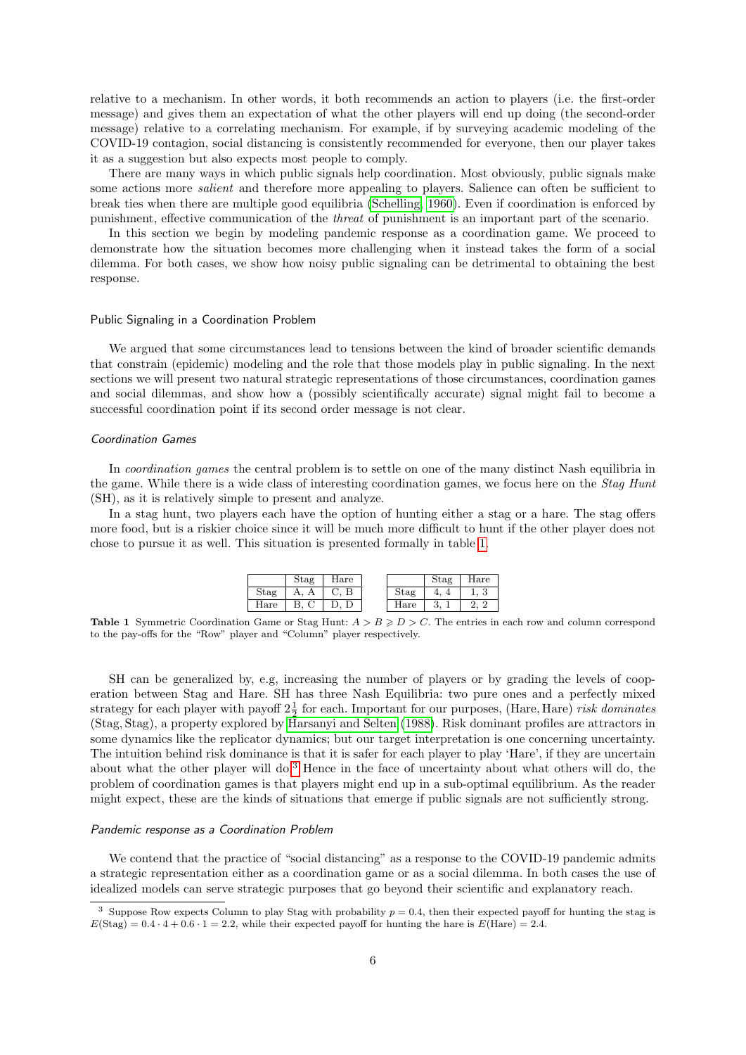relative to a mechanism. In other words, it both recommends an action to players (i.e. the first-order message) and gives them an expectation of what the other players will end up doing (the second-order message) relative to a correlating mechanism. For example, if by surveying academic modeling of the COVID-19 contagion, social distancing is consistently recommended for everyone, then our player takes it as a suggestion but also expects most people to comply.

There are many ways in which public signals help coordination. Most obviously, public signals make some actions more *salient* and therefore more appealing to players. Salience can often be sufficient to break ties when there are multiple good equilibria (Schelling, 1960). Even if coordination is enforced by punishment, effective communication of the *threat* of punishment is an important part of the scenario.

In this section we begin by modeling pandemic response as a coordination game. We proceed to demonstrate how the situation becomes more challenging when it instead takes the form of a social dilemma. For both cases, we show how noisy public signaling can be detrimental to obtaining the best response.

## Public Signaling in a Coordination Problem

We argued that some circumstances lead to tensions between the kind of broader scientific demands that constrain (epidemic) modeling and the role that those models play in public signaling. In the next sections we will present two natural strategic representations of those circumstances, coordination games and social dilemmas, and show how a (possibly scientifically accurate) signal might fail to become a successful coordination point if its second order message is not clear.

### *Coordination Games*

In *coordination games* the central problem is to settle on one of the many distinct Nash equilibria in the game. While there is a wide class of interesting coordination games, we focus here on the *Stag Hunt* (SH), as it is relatively simple to present and analyze.

In a stag hunt, two players each have the option of hunting either a stag or a hare. The stag offers more food, but is a riskier choice since it will be much more difficult to hunt if the other player does not chose to pursue it as well. This situation is presented formally in table 1.

| | Stag | Hare |
|---|---|---|
| Stag | A, A | C, B |
| Hare | B, C | D, D |

| | Stag | Hare |
|---|---|---|
| Stag | 4, 4 | 1, 3 |
| Hare | 3, 1 | 2, 2 |

**Table 1** Symmetric Coordination Game or Stag Hunt: $A > B \geqslant D > C$. The entries in each row and column correspond to the pay-offs for the "Row" player and "Column" player respectively.

SH can be generalized by, e.g, increasing the number of players or by grading the levels of cooperation between Stag and Hare. SH has three Nash Equilibria: two pure ones and a perfectly mixed strategy for each player with payoff $2\frac{1}{2}$ for each. Important for our purposes, (Hare, Hare) *risk dominates* (Stag, Stag), a property explored by Harsanyi and Selten (1988). Risk dominant profiles are attractors in some dynamics like the replicator dynamics; but our target interpretation is one concerning uncertainty. The intuition behind risk dominance is that it is safer for each player to play 'Hare', if they are uncertain about what the other player will do.[3] Hence in the face of uncertainty about what others will do, the problem of coordination games is that players might end up in a sub-optimal equilibrium. As the reader might expect, these are the kinds of situations that emerge if public signals are not sufficiently strong.

### *Pandemic response as a Coordination Problem*

We contend that the practice of "social distancing" as a response to the COVID-19 pandemic admits a strategic representation either as a coordination game or as a social dilemma. In both cases the use of idealized models can serve strategic purposes that go beyond their scientific and explanatory reach.

[3] Suppose Row expects Column to play Stag with probability $p = 0.4$, then their expected payoff for hunting the stag is $E(\text{Stag}) = 0.4 \cdot 4 + 0.6 \cdot 1 = 2.2$, while their expected payoff for hunting the hare is $E(\text{Hare}) = 2.4$.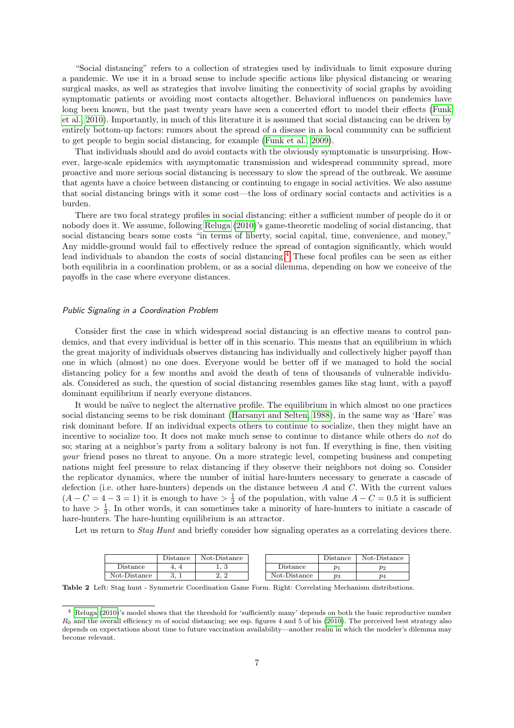"Social distancing" refers to a collection of strategies used by individuals to limit exposure during a pandemic. We use it in a broad sense to include specific actions like physical distancing or wearing surgical masks, as well as strategies that involve limiting the connectivity of social graphs by avoiding symptomatic patients or avoiding most contacts altogether. Behavioral influences on pandemics have long been known, but the past twenty years have seen a concerted effort to model their effects (Funk et al. 2010). Importantly, in much of this literature it is assumed that social distancing can be driven by entirely bottom-up factors: rumors about the spread of a disease in a local community can be sufficient to get people to begin social distancing, for example (Funk et al., 2009).

That individuals should and do avoid contacts with the obviously symptomatic is unsurprising. However, large-scale epidemics with asymptomatic transmission and widespread community spread, more proactive and more serious social distancing is necessary to slow the spread of the outbreak. We assume that agents have a choice between distancing or continuing to engage in social activities. We also assume that social distancing brings with it some cost—the loss of ordinary social contacts and activities is a burden.

There are two focal strategy profiles in social distancing: either a sufficient number of people do it or nobody does it. We assume, following Reluga (2010)'s game-theoretic modeling of social distancing, that social distancing bears some costs "in terms of liberty, social capital, time, convenience, and money," Any middle-ground would fail to effectively reduce the spread of contagion significantly, which would lead individuals to abandon the costs of social distancing.[4] These focal profiles can be seen as either both equilibria in a coordination problem, or as a social dilemma, depending on how we conceive of the payoffs in the case where everyone distances.

#### *Public Signaling in a Coordination Problem*

Consider first the case in which widespread social distancing is an effective means to control pandemics, and that every individual is better off in this scenario. This means that an equilibrium in which the great majority of individuals observes distancing has individually and collectively higher payoff than one in which (almost) no one does. Everyone would be better off if we managed to hold the social distancing policy for a few months and avoid the death of tens of thousands of vulnerable individuals. Considered as such, the question of social distancing resembles games like stag hunt, with a payoff dominant equilibrium if nearly everyone distances.

It would be naïve to neglect the alternative profile. The equilibrium in which almost no one practices social distancing seems to be risk dominant (Harsanyi and Selten, 1988), in the same way as 'Hare' was risk dominant before. If an individual expects others to continue to socialize, then they might have an incentive to socialize too. It does not make much sense to continue to distance while others do *not* do so; staring at a neighbor's party from a solitary balcony is not fun. If everything is fine, then visiting *your* friend poses no threat to anyone. On a more strategic level, competing business and competing nations might feel pressure to relax distancing if they observe their neighbors not doing so. Consider the replicator dynamics, where the number of initial hare-hunters necessary to generate a cascade of defection (i.e. other hare-hunters) depends on the distance between $A$ and $C$. With the current values ($A - C = 4 - 3 = 1$) it is enough to have $> \frac{1}{2}$ of the population, with value $A - C = 0.5$ it is sufficient to have $> \frac{1}{3}$. In other words, it can sometimes take a minority of hare-hunters to initiate a cascade of hare-hunters. The hare-hunting equilibrium is an attractor.

Let us return to *Stag Hunt* and briefly consider how signaling operates as a correlating devices there.

|  | Distance | Not-Distance |
|---|---|---|
| Distance | 4, 4 | 1, 3 |
| Not-Distance | 3, 1 | 2, 2 |

|  | Distance | Not-Distance |
|---|---|---|
| Distance | $p_1$ | $p_2$ |
| Not-Distance | $p_3$ | $p_4$ |

**Table 2** Left: Stag hunt - Symmetric Coordination Game Form. Right: Correlating Mechanism distributions.

[4] Reluga (2010)'s model shows that the threshold for 'sufficiently many' depends on both the basic reproductive number $R_0$ and the overall efficiency $m$ of social distancing; see esp. figures 4 and 5 of his (2010). The perceived best strategy also depends on expectations about time to future vaccination availability—another realm in which the modeler's dilemma may become relevant.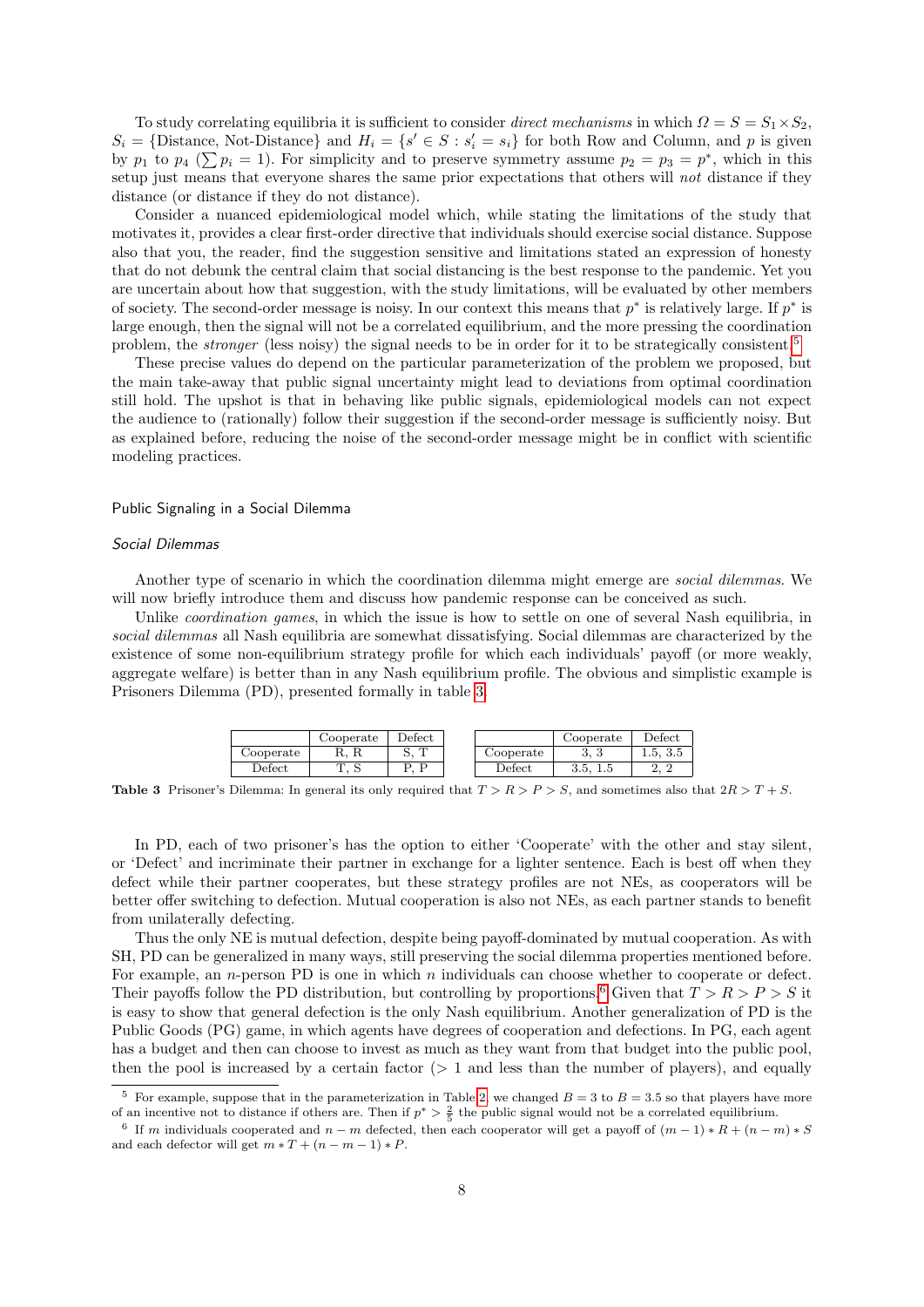To study correlating equilibria it is sufficient to consider *direct mechanisms* in which $\Omega = S = S_1 \times S_2$, $S_i = \{\text{Distance, Not-Distance}\}$ and $H_i = \{s' \in S : s'_i = s_i\}$ for both Row and Column, and $p$ is given by $p_1$ to $p_4$ ($\sum p_i = 1$). For simplicity and to preserve symmetry assume $p_2 = p_3 = p^*$, which in this setup just means that everyone shares the same prior expectations that others will *not* distance if they distance (or distance if they do not distance).

Consider a nuanced epidemiological model which, while stating the limitations of the study that motivates it, provides a clear first-order directive that individuals should exercise social distance. Suppose also that you, the reader, find the suggestion sensitive and limitations stated an expression of honesty that do not debunk the central claim that social distancing is the best response to the pandemic. Yet you are uncertain about how that suggestion, with the study limitations, will be evaluated by other members of society. The second-order message is noisy. In our context this means that $p^*$ is relatively large. If $p^*$ is large enough, then the signal will not be a correlated equilibrium, and the more pressing the coordination problem, the *stronger* (less noisy) the signal needs to be in order for it to be strategically consistent.[5]

These precise values do depend on the particular parameterization of the problem we proposed, but the main take-away that public signal uncertainty might lead to deviations from optimal coordination still hold. The upshot is that in behaving like public signals, epidemiological models can not expect the audience to (rationally) follow their suggestion if the second-order message is sufficiently noisy. But as explained before, reducing the noise of the second-order message might be in conflict with scientific modeling practices.

## Public Signaling in a Social Dilemma

### *Social Dilemmas*

Another type of scenario in which the coordination dilemma might emerge are *social dilemmas*. We will now briefly introduce them and discuss how pandemic response can be conceived as such.

Unlike *coordination games*, in which the issue is how to settle on one of several Nash equilibria, in *social dilemmas* all Nash equilibria are somewhat dissatisfying. Social dilemmas are characterized by the existence of some non-equilibrium strategy profile for which each individuals' payoff (or more weakly, aggregate welfare) is better than in any Nash equilibrium profile. The obvious and simplistic example is Prisoners Dilemma (PD), presented formally in table 3.

| | Cooperate | Defect |
|---|---|---|
| Cooperate | R, R | S, T |
| Defect | T, S | P, P |

| | Cooperate | Defect |
|---|---|---|
| Cooperate | 3, 3 | 1.5, 3.5 |
| Defect | 3.5, 1.5 | 2, 2 |

**Table 3** Prisoner's Dilemma: In general its only required that $T > R > P > S$, and sometimes also that $2R > T + S$.

In PD, each of two prisoner's has the option to either 'Cooperate' with the other and stay silent, or 'Defect' and incriminate their partner in exchange for a lighter sentence. Each is best off when they defect while their partner cooperates, but these strategy profiles are not NEs, as cooperators will be better offer switching to defection. Mutual cooperation is also not NEs, as each partner stands to benefit from unilaterally defecting.

Thus the only NE is mutual defection, despite being payoff-dominated by mutual cooperation. As with SH, PD can be generalized in many ways, still preserving the social dilemma properties mentioned before. For example, an $n$-person PD is one in which $n$ individuals can choose whether to cooperate or defect. Their payoffs follow the PD distribution, but controlling by proportions.[6] Given that $T > R > P > S$ it is easy to show that general defection is the only Nash equilibrium. Another generalization of PD is the Public Goods (PG) game, in which agents have degrees of cooperation and defections. In PG, each agent has a budget and then can choose to invest as much as they want from that budget into the public pool, then the pool is increased by a certain factor ($> 1$ and less than the number of players), and equally

[5] For example, suppose that in the parameterization in Table 2, we changed $B = 3$ to $B = 3.5$ so that players have more of an incentive not to distance if others are. Then if $p^* > \frac{2}{5}$ the public signal would not be a correlated equilibrium.

[6] If $m$ individuals cooperated and $n - m$ defected, then each cooperator will get a payoff of $(m - 1) * R + (n - m) * S$ and each defector will get $m * T + (n - m - 1) * P$.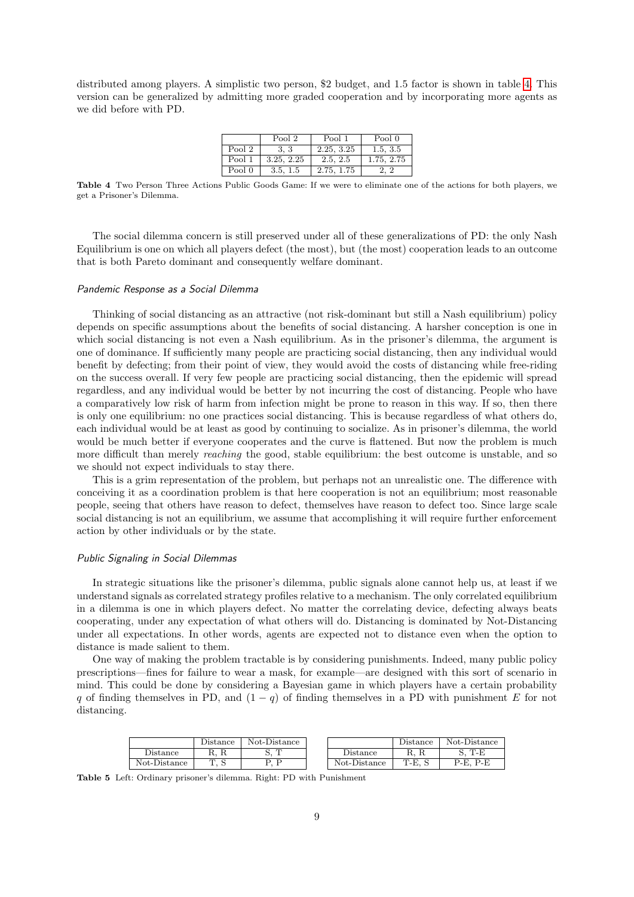distributed among players. A simplistic two person, \$2 budget, and 1.5 factor is shown in table 4. This version can be generalized by admitting more graded cooperation and by incorporating more agents as we did before with PD.

| | Pool 2 | Pool 1 | Pool 0 |
|---|---|---|---|
| Pool 2 | 3, 3 | 2.25, 3.25 | 1.5, 3.5 |
| Pool 1 | 3.25, 2.25 | 2.5, 2.5 | 1.75, 2.75 |
| Pool 0 | 3.5, 1.5 | 2.75, 1.75 | 2, 2 |

**Table 4** Two Person Three Actions Public Goods Game: If we were to eliminate one of the actions for both players, we get a Prisoner's Dilemma.

The social dilemma concern is still preserved under all of these generalizations of PD: the only Nash Equilibrium is one on which all players defect (the most), but (the most) cooperation leads to an outcome that is both Pareto dominant and consequently welfare dominant.

### *Pandemic Response as a Social Dilemma*

Thinking of social distancing as an attractive (not risk-dominant but still a Nash equilibrium) policy depends on specific assumptions about the benefits of social distancing. A harsher conception is one in which social distancing is not even a Nash equilibrium. As in the prisoner's dilemma, the argument is one of dominance. If sufficiently many people are practicing social distancing, then any individual would benefit by defecting; from their point of view, they would avoid the costs of distancing while free-riding on the success overall. If very few people are practicing social distancing, then the epidemic will spread regardless, and any individual would be better by not incurring the cost of distancing. People who have a comparatively low risk of harm from infection might be prone to reason in this way. If so, then there is only one equilibrium: no one practices social distancing. This is because regardless of what others do, each individual would be at least as good by continuing to socialize. As in prisoner's dilemma, the world would be much better if everyone cooperates and the curve is flattened. But now the problem is much more difficult than merely *reaching* the good, stable equilibrium: the best outcome is unstable, and so we should not expect individuals to stay there.

This is a grim representation of the problem, but perhaps not an unrealistic one. The difference with conceiving it as a coordination problem is that here cooperation is not an equilibrium; most reasonable people, seeing that others have reason to defect, themselves have reason to defect too. Since large scale social distancing is not an equilibrium, we assume that accomplishing it will require further enforcement action by other individuals or by the state.

### *Public Signaling in Social Dilemmas*

In strategic situations like the prisoner's dilemma, public signals alone cannot help us, at least if we understand signals as correlated strategy profiles relative to a mechanism. The only correlated equilibrium in a dilemma is one in which players defect. No matter the correlating device, defecting always beats cooperating, under any expectation of what others will do. Distancing is dominated by Not-Distancing under all expectations. In other words, agents are expected not to distance even when the option to distance is made salient to them.

One way of making the problem tractable is by considering punishments. Indeed, many public policy prescriptions—fines for failure to wear a mask, for example—are designed with this sort of scenario in mind. This could be done by considering a Bayesian game in which players have a certain probability $q$ of finding themselves in PD, and $(1-q)$ of finding themselves in a PD with punishment $E$ for not distancing.

| | Distance | Not-Distance |
|---|---|---|
| Distance | R, R | S, T |
| Not-Distance | T, S | P, P |

| | Distance | Not-Distance |
|---|---|---|
| Distance | R, R | S, T-E |
| Not-Distance | T-E, S | P-E, P-E |

**Table 5** Left: Ordinary prisoner's dilemma. Right: PD with Punishment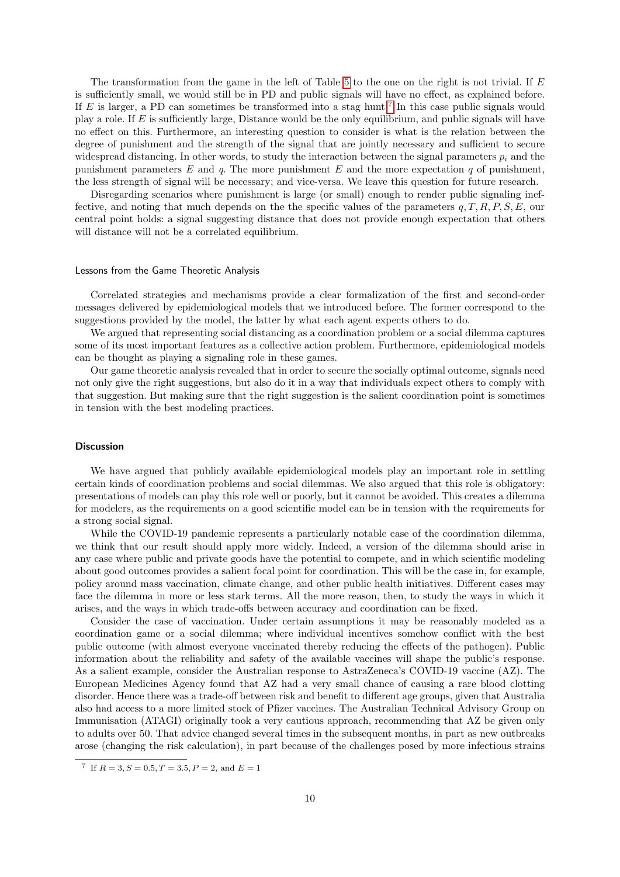The transformation from the game in the left of Table 5 to the one on the right is not trivial. If $E$ is sufficiently small, we would still be in PD and public signals will have no effect, as explained before. If $E$ is larger, a PD can sometimes be transformed into a stag hunt.[7] In this case public signals would play a role. If $E$ is sufficiently large, Distance would be the only equilibrium, and public signals will have no effect on this. Furthermore, an interesting question to consider is what is the relation between the degree of punishment and the strength of the signal that are jointly necessary and sufficient to secure widespread distancing. In other words, to study the interaction between the signal parameters $p_i$ and the punishment parameters $E$ and $q$. The more punishment $E$ and the more expectation $q$ of punishment, the less strength of signal will be necessary; and vice-versa. We leave this question for future research.

Disregarding scenarios where punishment is large (or small) enough to render public signaling ineffective, and noting that much depends on the the specific values of the parameters $q, T, R, P, S, E$, our central point holds: a signal suggesting distance that does not provide enough expectation that others will distance will not be a correlated equilibrium.

### Lessons from the Game Theoretic Analysis

Correlated strategies and mechanisms provide a clear formalization of the first and second-order messages delivered by epidemiological models that we introduced before. The former correspond to the suggestions provided by the model, the latter by what each agent expects others to do.

We argued that representing social distancing as a coordination problem or a social dilemma captures some of its most important features as a collective action problem. Furthermore, epidemiological models can be thought as playing a signaling role in these games.

Our game theoretic analysis revealed that in order to secure the socially optimal outcome, signals need not only give the right suggestions, but also do it in a way that individuals expect others to comply with that suggestion. But making sure that the right suggestion is the salient coordination point is sometimes in tension with the best modeling practices.

## Discussion

We have argued that publicly available epidemiological models play an important role in settling certain kinds of coordination problems and social dilemmas. We also argued that this role is obligatory: presentations of models can play this role well or poorly, but it cannot be avoided. This creates a dilemma for modelers, as the requirements on a good scientific model can be in tension with the requirements for a strong social signal.

While the COVID-19 pandemic represents a particularly notable case of the coordination dilemma, we think that our result should apply more widely. Indeed, a version of the dilemma should arise in any case where public and private goods have the potential to compete, and in which scientific modeling about good outcomes provides a salient focal point for coordination. This will be the case in, for example, policy around mass vaccination, climate change, and other public health initiatives. Different cases may face the dilemma in more or less stark terms. All the more reason, then, to study the ways in which it arises, and the ways in which trade-offs between accuracy and coordination can be fixed.

Consider the case of vaccination. Under certain assumptions it may be reasonably modeled as a coordination game or a social dilemma; where individual incentives somehow conflict with the best public outcome (with almost everyone vaccinated thereby reducing the effects of the pathogen). Public information about the reliability and safety of the available vaccines will shape the public's response. As a salient example, consider the Australian response to AstraZeneca's COVID-19 vaccine (AZ). The European Medicines Agency found that AZ had a very small chance of causing a rare blood clotting disorder. Hence there was a trade-off between risk and benefit to different age groups, given that Australia also had access to a more limited stock of Pfizer vaccines. The Australian Technical Advisory Group on Immunisation (ATAGI) originally took a very cautious approach, recommending that AZ be given only to adults over 50. That advice changed several times in the subsequent months, in part as new outbreaks arose (changing the risk calculation), in part because of the challenges posed by more infectious strains

[7] If $R = 3, S = 0.5, T = 3.5, P = 2$, and $E = 1$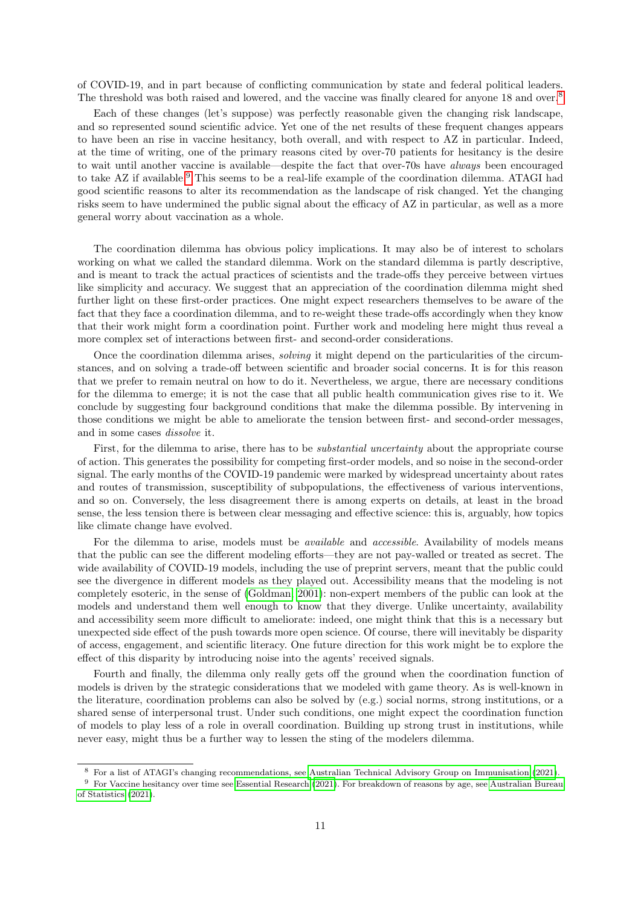of COVID-19, and in part because of conflicting communication by state and federal political leaders. The threshold was both raised and lowered, and the vaccine was finally cleared for anyone 18 and over.[8]

Each of these changes (let's suppose) was perfectly reasonable given the changing risk landscape, and so represented sound scientific advice. Yet one of the net results of these frequent changes appears to have been an rise in vaccine hesitancy, both overall, and with respect to AZ in particular. Indeed, at the time of writing, one of the primary reasons cited by over-70 patients for hesitancy is the desire to wait until another vaccine is available—despite the fact that over-70s have *always* been encouraged to take AZ if available.[9] This seems to be a real-life example of the coordination dilemma. ATAGI had good scientific reasons to alter its recommendation as the landscape of risk changed. Yet the changing risks seem to have undermined the public signal about the efficacy of AZ in particular, as well as a more general worry about vaccination as a whole.

The coordination dilemma has obvious policy implications. It may also be of interest to scholars working on what we called the standard dilemma. Work on the standard dilemma is partly descriptive, and is meant to track the actual practices of scientists and the trade-offs they perceive between virtues like simplicity and accuracy. We suggest that an appreciation of the coordination dilemma might shed further light on these first-order practices. One might expect researchers themselves to be aware of the fact that they face a coordination dilemma, and to re-weight these trade-offs accordingly when they know that their work might form a coordination point. Further work and modeling here might thus reveal a more complex set of interactions between first- and second-order considerations.

Once the coordination dilemma arises, *solving* it might depend on the particularities of the circumstances, and on solving a trade-off between scientific and broader social concerns. It is for this reason that we prefer to remain neutral on how to do it. Nevertheless, we argue, there are necessary conditions for the dilemma to emerge; it is not the case that all public health communication gives rise to it. We conclude by suggesting four background conditions that make the dilemma possible. By intervening in those conditions we might be able to ameliorate the tension between first- and second-order messages, and in some cases *dissolve* it.

First, for the dilemma to arise, there has to be *substantial uncertainty* about the appropriate course of action. This generates the possibility for competing first-order models, and so noise in the second-order signal. The early months of the COVID-19 pandemic were marked by widespread uncertainty about rates and routes of transmission, susceptibility of subpopulations, the effectiveness of various interventions, and so on. Conversely, the less disagreement there is among experts on details, at least in the broad sense, the less tension there is between clear messaging and effective science: this is, arguably, how topics like climate change have evolved.

For the dilemma to arise, models must be *available* and *accessible*. Availability of models means that the public can see the different modeling efforts—they are not pay-walled or treated as secret. The wide availability of COVID-19 models, including the use of preprint servers, meant that the public could see the divergence in different models as they played out. Accessibility means that the modeling is not completely esoteric, in the sense of (Goldman, 2001): non-expert members of the public can look at the models and understand them well enough to know that they diverge. Unlike uncertainty, availability and accessibility seem more difficult to ameliorate: indeed, one might think that this is a necessary but unexpected side effect of the push towards more open science. Of course, there will inevitably be disparity of access, engagement, and scientific literacy. One future direction for this work might be to explore the effect of this disparity by introducing noise into the agents' received signals.

Fourth and finally, the dilemma only really gets off the ground when the coordination function of models is driven by the strategic considerations that we modeled with game theory. As is well-known in the literature, coordination problems can also be solved by (e.g.) social norms, strong institutions, or a shared sense of interpersonal trust. Under such conditions, one might expect the coordination function of models to play less of a role in overall coordination. Building up strong trust in institutions, while never easy, might thus be a further way to lessen the sting of the modelers dilemma.

---

[8] For a list of ATAGI's changing recommendations, see Australian Technical Advisory Group on Immunisation (2021).

[9] For Vaccine hesitancy over time see Essential Research (2021). For breakdown of reasons by age, see Australian Bureau of Statistics (2021).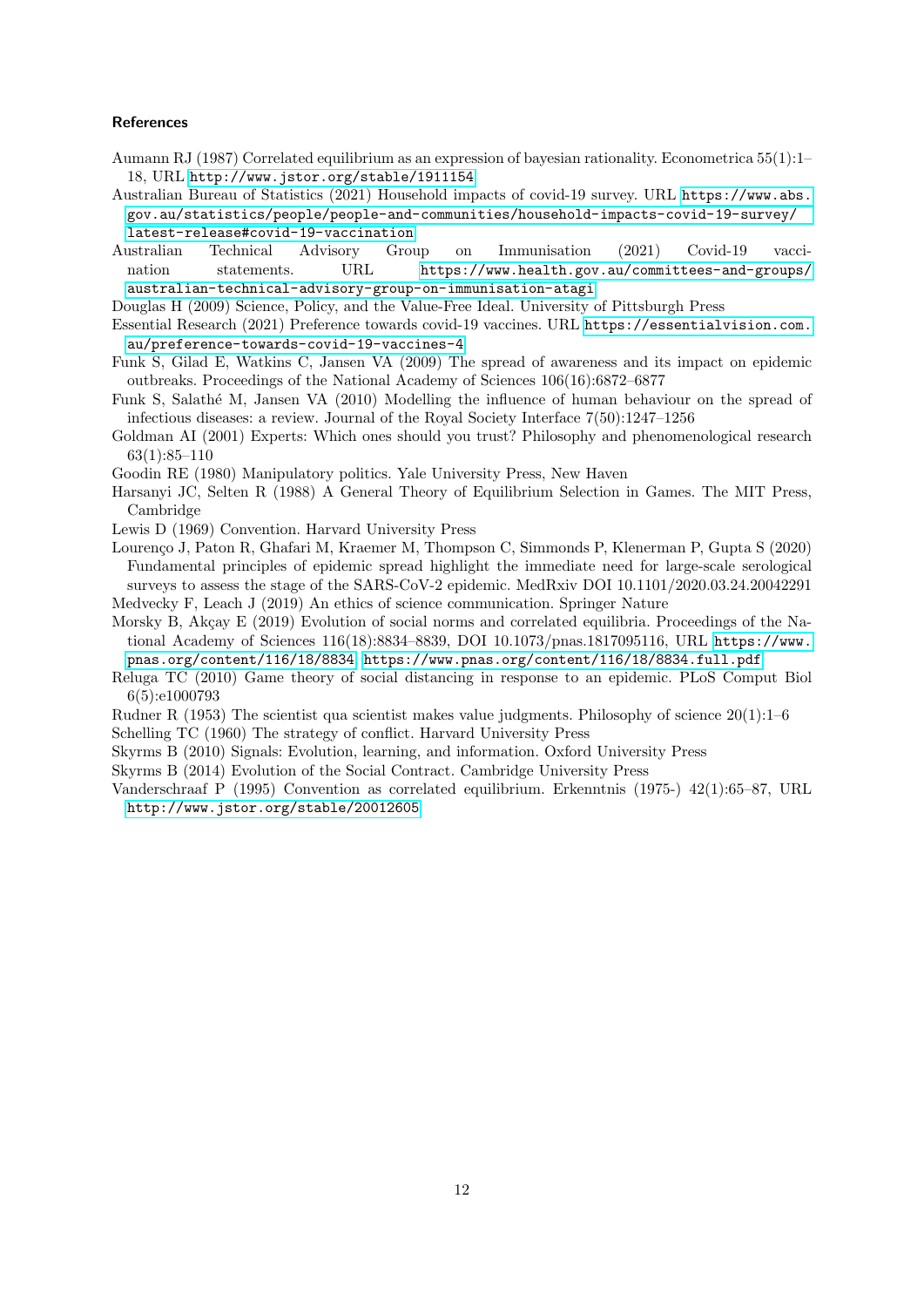## References

Aumann RJ (1987) Correlated equilibrium as an expression of bayesian rationality. Econometrica 55(1):1–18, URL http://www.jstor.org/stable/1911154

Australian Bureau of Statistics (2021) Household impacts of covid-19 survey. URL https://www.abs.gov.au/statistics/people/people-and-communities/household-impacts-covid-19-survey/latest-release#covid-19-vaccination

Australian Technical Advisory Group on Immunisation (2021) Covid-19 vaccination statements. URL https://www.health.gov.au/committees-and-groups/australian-technical-advisory-group-on-immunisation-atagi

Douglas H (2009) Science, Policy, and the Value-Free Ideal. University of Pittsburgh Press

Essential Research (2021) Preference towards covid-19 vaccines. URL https://essentialvision.com.au/preference-towards-covid-19-vaccines-4

Funk S, Gilad E, Watkins C, Jansen VA (2009) The spread of awareness and its impact on epidemic outbreaks. Proceedings of the National Academy of Sciences 106(16):6872–6877

Funk S, Salathé M, Jansen VA (2010) Modelling the influence of human behaviour on the spread of infectious diseases: a review. Journal of the Royal Society Interface 7(50):1247–1256

Goldman AI (2001) Experts: Which ones should you trust? Philosophy and phenomenological research 63(1):85–110

Goodin RE (1980) Manipulatory politics. Yale University Press, New Haven

Harsanyi JC, Selten R (1988) A General Theory of Equilibrium Selection in Games. The MIT Press, Cambridge

Lewis D (1969) Convention. Harvard University Press

Lourenço J, Paton R, Ghafari M, Kraemer M, Thompson C, Simmonds P, Klenerman P, Gupta S (2020) Fundamental principles of epidemic spread highlight the immediate need for large-scale serological surveys to assess the stage of the SARS-CoV-2 epidemic. MedRxiv DOI 10.1101/2020.03.24.20042291

Medvecky F, Leach J (2019) An ethics of science communication. Springer Nature

Morsky B, Akçay E (2019) Evolution of social norms and correlated equilibria. Proceedings of the National Academy of Sciences 116(18):8834–8839, DOI 10.1073/pnas.1817095116, URL https://www.pnas.org/content/116/18/8834, https://www.pnas.org/content/116/18/8834.full.pdf

Reluga TC (2010) Game theory of social distancing in response to an epidemic. PLoS Comput Biol 6(5):e1000793

Rudner R (1953) The scientist qua scientist makes value judgments. Philosophy of science 20(1):1–6

Schelling TC (1960) The strategy of conflict. Harvard University Press

Skyrms B (2010) Signals: Evolution, learning, and information. Oxford University Press

Skyrms B (2014) Evolution of the Social Contract. Cambridge University Press

Vanderschraaf P (1995) Convention as correlated equilibrium. Erkenntnis (1975-) 42(1):65–87, URL http://www.jstor.org/stable/20012605